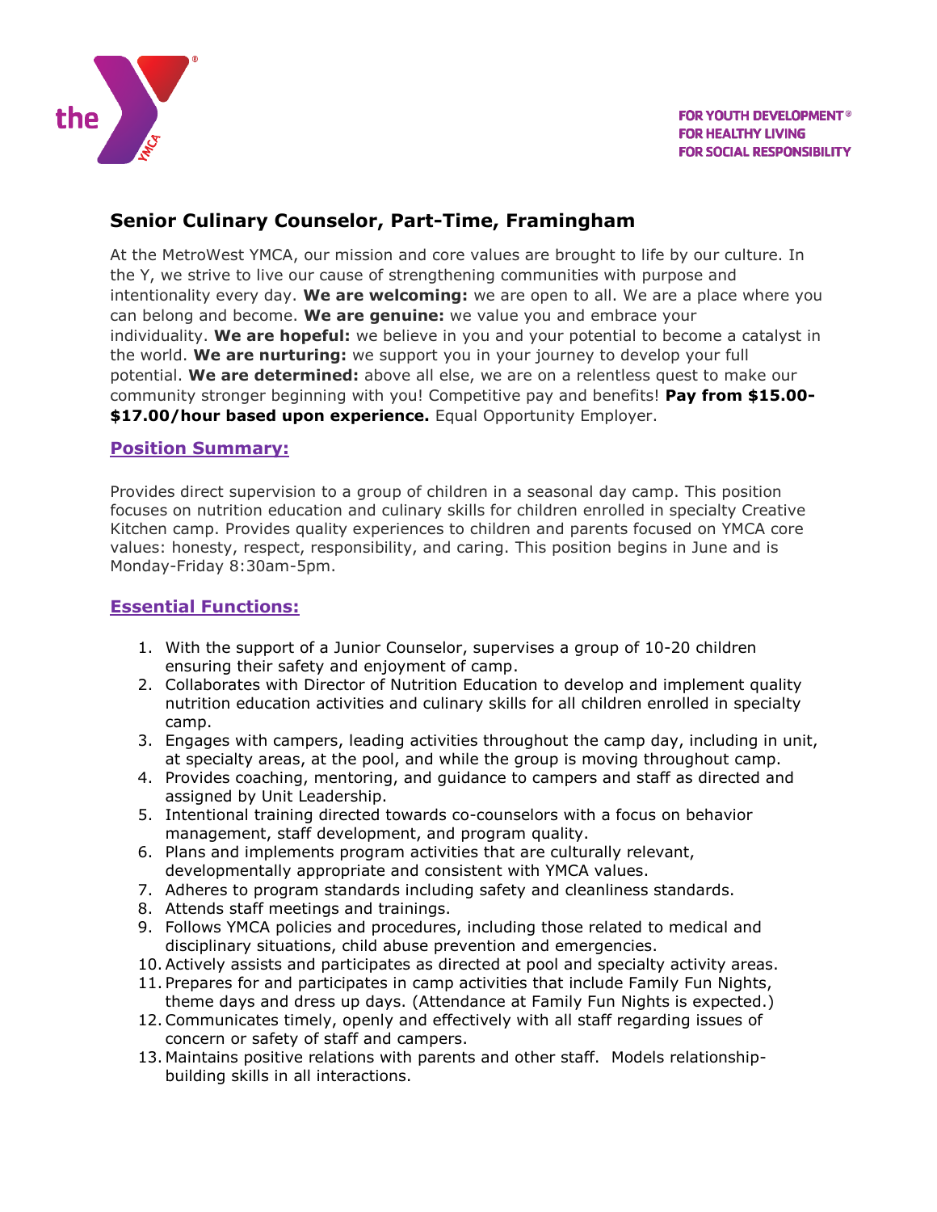FOR YOUTH DEVELOPMENT®
FOR HEALTHY LIVING
FOR SOCIAL RESPONSIBILITY

# Senior Culinary Counselor, Part-Time, Framingham

At the MetroWest YMCA, our mission and core values are brought to life by our culture. In the Y, we strive to live our cause of strengthening communities with purpose and intentionality every day. **We are welcoming:** we are open to all. We are a place where you can belong and become. **We are genuine:** we value you and embrace your individuality. **We are hopeful:** we believe in you and your potential to become a catalyst in the world. **We are nurturing:** we support you in your journey to develop your full potential. **We are determined:** above all else, we are on a relentless quest to make our community stronger beginning with you! Competitive pay and benefits! **Pay from $15.00-$17.00/hour based upon experience.** Equal Opportunity Employer.

## Position Summary:

Provides direct supervision to a group of children in a seasonal day camp. This position focuses on nutrition education and culinary skills for children enrolled in specialty Creative Kitchen camp. Provides quality experiences to children and parents focused on YMCA core values: honesty, respect, responsibility, and caring. This position begins in June and is Monday-Friday 8:30am-5pm.

## Essential Functions:

1. With the support of a Junior Counselor, supervises a group of 10-20 children ensuring their safety and enjoyment of camp.
2. Collaborates with Director of Nutrition Education to develop and implement quality nutrition education activities and culinary skills for all children enrolled in specialty camp.
3. Engages with campers, leading activities throughout the camp day, including in unit, at specialty areas, at the pool, and while the group is moving throughout camp.
4. Provides coaching, mentoring, and guidance to campers and staff as directed and assigned by Unit Leadership.
5. Intentional training directed towards co-counselors with a focus on behavior management, staff development, and program quality.
6. Plans and implements program activities that are culturally relevant, developmentally appropriate and consistent with YMCA values.
7. Adheres to program standards including safety and cleanliness standards.
8. Attends staff meetings and trainings.
9. Follows YMCA policies and procedures, including those related to medical and disciplinary situations, child abuse prevention and emergencies.
10. Actively assists and participates as directed at pool and specialty activity areas.
11. Prepares for and participates in camp activities that include Family Fun Nights, theme days and dress up days. (Attendance at Family Fun Nights is expected.)
12. Communicates timely, openly and effectively with all staff regarding issues of concern or safety of staff and campers.
13. Maintains positive relations with parents and other staff. Models relationship-building skills in all interactions.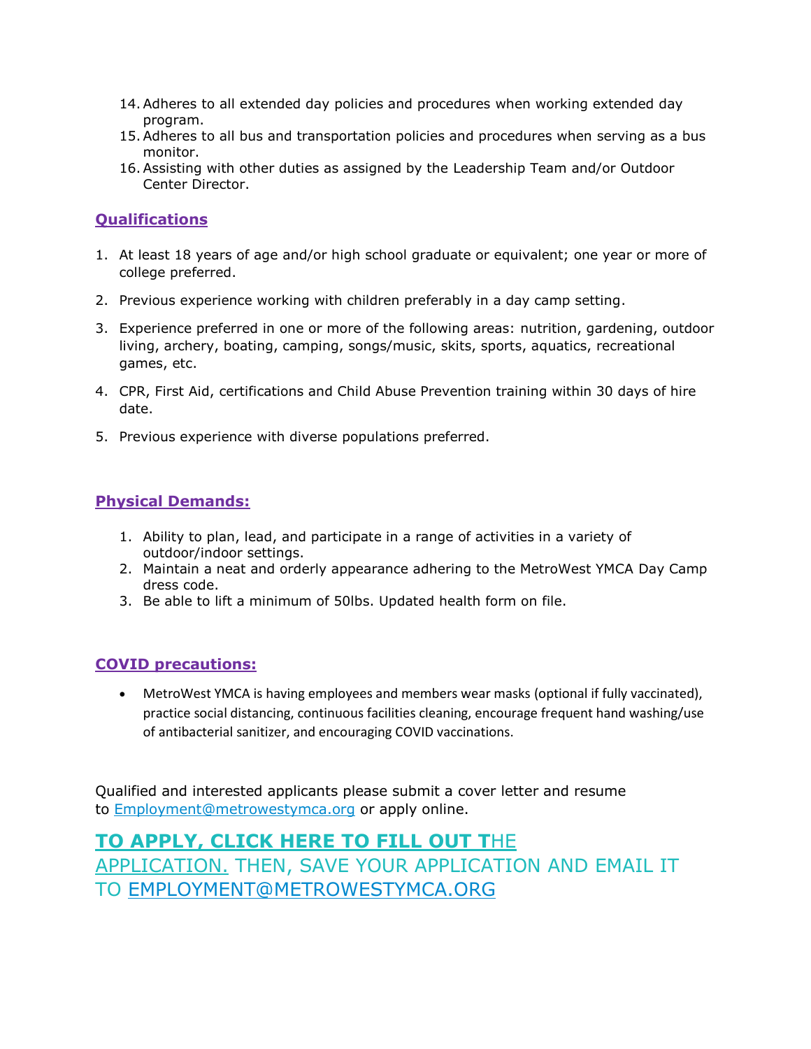14. Adheres to all extended day policies and procedures when working extended day program.
15. Adheres to all bus and transportation policies and procedures when serving as a bus monitor.
16. Assisting with other duties as assigned by the Leadership Team and/or Outdoor Center Director.

## Qualifications

1. At least 18 years of age and/or high school graduate or equivalent; one year or more of college preferred.
2. Previous experience working with children preferably in a day camp setting.
3. Experience preferred in one or more of the following areas: nutrition, gardening, outdoor living, archery, boating, camping, songs/music, skits, sports, aquatics, recreational games, etc.
4. CPR, First Aid, certifications and Child Abuse Prevention training within 30 days of hire date.
5. Previous experience with diverse populations preferred.

## Physical Demands:

1. Ability to plan, lead, and participate in a range of activities in a variety of outdoor/indoor settings.
2. Maintain a neat and orderly appearance adhering to the MetroWest YMCA Day Camp dress code.
3. Be able to lift a minimum of 50lbs. Updated health form on file.

## COVID precautions:

- MetroWest YMCA is having employees and members wear masks (optional if fully vaccinated), practice social distancing, continuous facilities cleaning, encourage frequent hand washing/use of antibacterial sanitizer, and encouraging COVID vaccinations.

Qualified and interested applicants please submit a cover letter and resume to Employment@metrowestymca.org or apply online.

## TO APPLY, CLICK HERE TO FILL OUT THE APPLICATION. THEN, SAVE YOUR APPLICATION AND EMAIL IT TO EMPLOYMENT@METROWESTYMCA.ORG